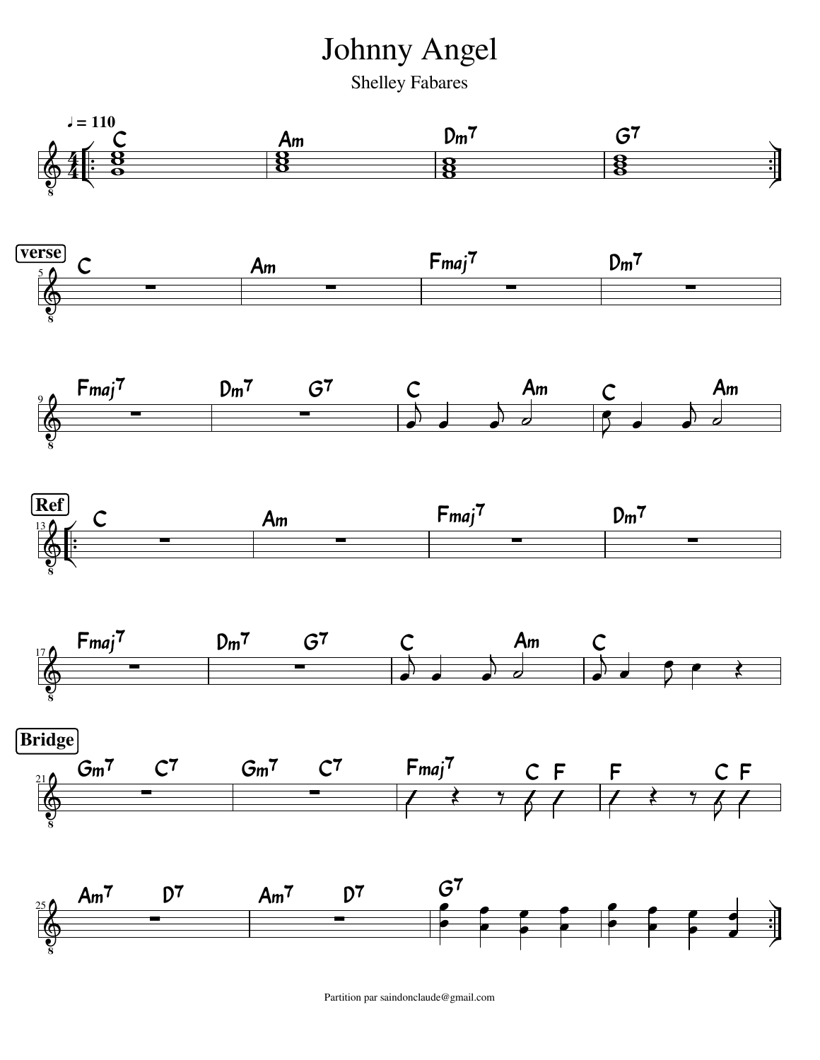# Johnny Angel

Shelley Fabares

♩ = 110

C | Am | Dm7 | G7

**verse**

C | Am | Fmaj7 | Dm7

Fmaj7 | Dm7 G7 | C Am | C Am

**Ref**

C | Am | Fmaj7 | Dm7

Fmaj7 | Dm7 G7 | C Am | C

**Bridge**

Gm7 C7 | Gm7 C7 | Fmaj7 C F | F C F

Am7 D7 | Am7 D7 | G7 |

Partition par saindonclaude@gmail.com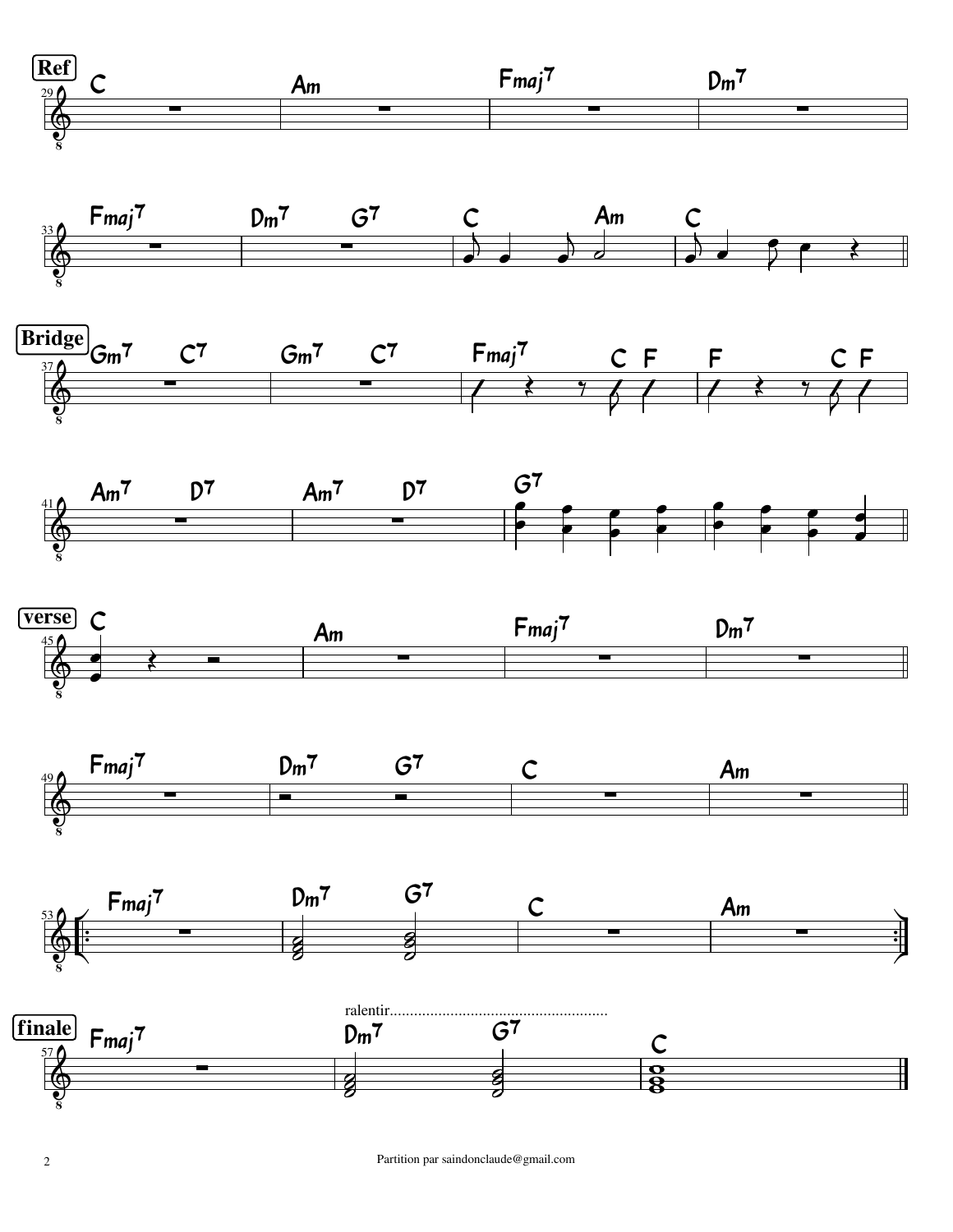**Ref**

C | Am | Fmaj7 | Dm7

Fmaj7 | Dm7 G7 | C Am | C

**Bridge**

Gm7 C7 | Gm7 C7 | Fmaj7 C F | F C F

Am7 D7 | Am7 D7 | G7 |

**verse**

C | Am | Fmaj7 | Dm7

Fmaj7 | Dm7 G7 | C | Am

Fmaj7 | Dm7 G7 | C | Am

**finale**

ralentir......................................................

Fmaj7 | Dm7 G7 | C

Partition par saindonclaude@gmail.com